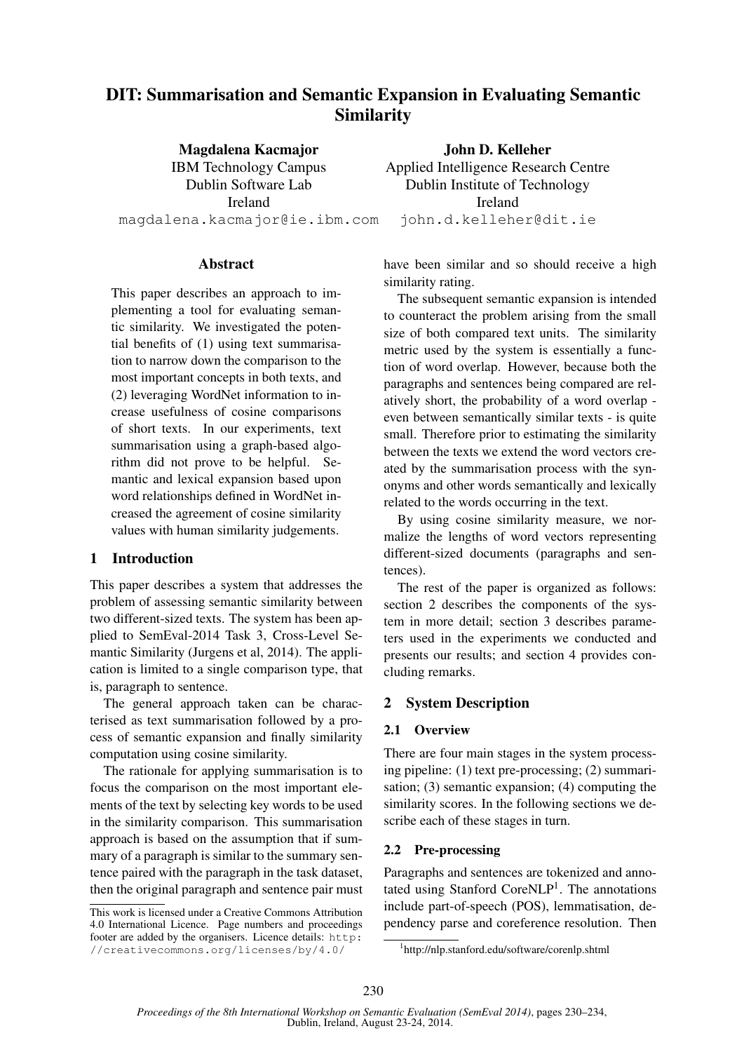# DIT: Summarisation and Semantic Expansion in Evaluating Semantic Similarity

**Magdalena Kacmajor**
IBM Technology Campus
Dublin Software Lab
Ireland
magdalena.kacmajor@ie.ibm.com

**John D. Kelleher**
Applied Intelligence Research Centre
Dublin Institute of Technology
Ireland
john.d.kelleher@dit.ie

## Abstract

This paper describes an approach to implementing a tool for evaluating semantic similarity. We investigated the potential benefits of (1) using text summarisation to narrow down the comparison to the most important concepts in both texts, and (2) leveraging WordNet information to increase usefulness of cosine comparisons of short texts. In our experiments, text summarisation using a graph-based algorithm did not prove to be helpful. Semantic and lexical expansion based upon word relationships defined in WordNet increased the agreement of cosine similarity values with human similarity judgements.

## 1 Introduction

This paper describes a system that addresses the problem of assessing semantic similarity between two different-sized texts. The system has been applied to SemEval-2014 Task 3, Cross-Level Semantic Similarity (Jurgens et al, 2014). The application is limited to a single comparison type, that is, paragraph to sentence.

The general approach taken can be characterised as text summarisation followed by a process of semantic expansion and finally similarity computation using cosine similarity.

The rationale for applying summarisation is to focus the comparison on the most important elements of the text by selecting key words to be used in the similarity comparison. This summarisation approach is based on the assumption that if summary of a paragraph is similar to the summary sentence paired with the paragraph in the task dataset, then the original paragraph and sentence pair must have been similar and so should receive a high similarity rating.

The subsequent semantic expansion is intended to counteract the problem arising from the small size of both compared text units. The similarity metric used by the system is essentially a function of word overlap. However, because both the paragraphs and sentences being compared are relatively short, the probability of a word overlap - even between semantically similar texts - is quite small. Therefore prior to estimating the similarity between the texts we extend the word vectors created by the summarisation process with the synonyms and other words semantically and lexically related to the words occurring in the text.

By using cosine similarity measure, we normalize the lengths of word vectors representing different-sized documents (paragraphs and sentences).

The rest of the paper is organized as follows: section 2 describes the components of the system in more detail; section 3 describes parameters used in the experiments we conducted and presents our results; and section 4 provides concluding remarks.

## 2 System Description

### 2.1 Overview

There are four main stages in the system processing pipeline: (1) text pre-processing; (2) summarisation; (3) semantic expansion; (4) computing the similarity scores. In the following sections we describe each of these stages in turn.

### 2.2 Pre-processing

Paragraphs and sentences are tokenized and annotated using Stanford CoreNLP[1]. The annotations include part-of-speech (POS), lemmatisation, dependency parse and coreference resolution. Then

---

This work is licensed under a Creative Commons Attribution 4.0 International Licence. Page numbers and proceedings footer are added by the organisers. Licence details: http://creativecommons.org/licenses/by/4.0/

[1] http://nlp.stanford.edu/software/corenlp.shtml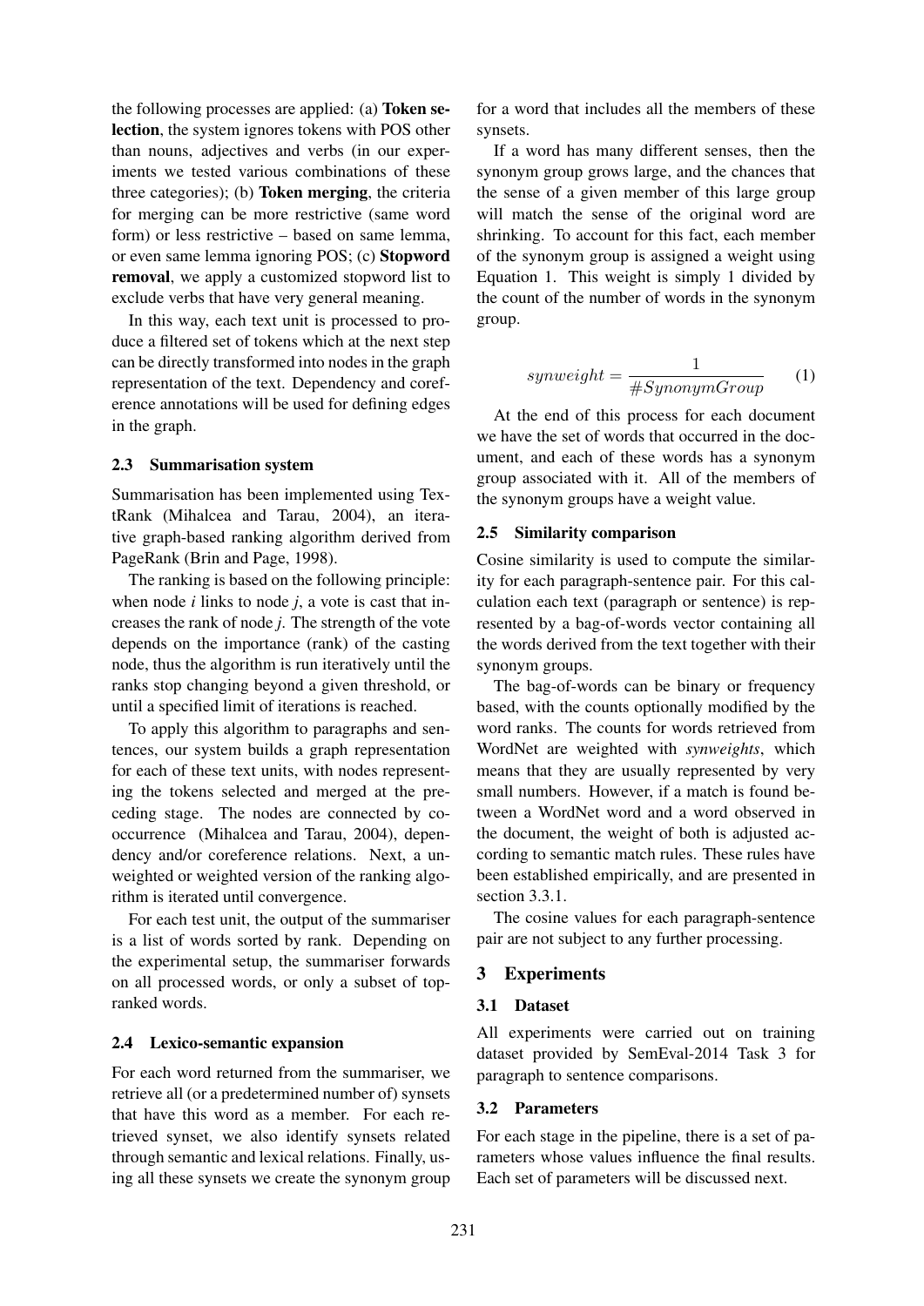the following processes are applied: (a) **Token selection**, the system ignores tokens with POS other than nouns, adjectives and verbs (in our experiments we tested various combinations of these three categories); (b) **Token merging**, the criteria for merging can be more restrictive (same word form) or less restrictive – based on same lemma, or even same lemma ignoring POS; (c) **Stopword removal**, we apply a customized stopword list to exclude verbs that have very general meaning.

In this way, each text unit is processed to produce a filtered set of tokens which at the next step can be directly transformed into nodes in the graph representation of the text. Dependency and coreference annotations will be used for defining edges in the graph.

### 2.3 Summarisation system

Summarisation has been implemented using TextRank (Mihalcea and Tarau, 2004), an iterative graph-based ranking algorithm derived from PageRank (Brin and Page, 1998).

The ranking is based on the following principle: when node *i* links to node *j*, a vote is cast that increases the rank of node *j*. The strength of the vote depends on the importance (rank) of the casting node, thus the algorithm is run iteratively until the ranks stop changing beyond a given threshold, or until a specified limit of iterations is reached.

To apply this algorithm to paragraphs and sentences, our system builds a graph representation for each of these text units, with nodes representing the tokens selected and merged at the preceding stage. The nodes are connected by co-occurrence (Mihalcea and Tarau, 2004), dependency and/or coreference relations. Next, a unweighted or weighted version of the ranking algorithm is iterated until convergence.

For each test unit, the output of the summariser is a list of words sorted by rank. Depending on the experimental setup, the summariser forwards on all processed words, or only a subset of top-ranked words.

### 2.4 Lexico-semantic expansion

For each word returned from the summariser, we retrieve all (or a predetermined number of) synsets that have this word as a member. For each retrieved synset, we also identify synsets related through semantic and lexical relations. Finally, using all these synsets we create the synonym group for a word that includes all the members of these synsets.

If a word has many different senses, then the synonym group grows large, and the chances that the sense of a given member of this large group will match the sense of the original word are shrinking. To account for this fact, each member of the synonym group is assigned a weight using Equation 1. This weight is simply 1 divided by the count of the number of words in the synonym group.

$$synweight = \frac{1}{\#SynonymGroup} \qquad (1)$$

At the end of this process for each document we have the set of words that occurred in the document, and each of these words has a synonym group associated with it. All of the members of the synonym groups have a weight value.

### 2.5 Similarity comparison

Cosine similarity is used to compute the similarity for each paragraph-sentence pair. For this calculation each text (paragraph or sentence) is represented by a bag-of-words vector containing all the words derived from the text together with their synonym groups.

The bag-of-words can be binary or frequency based, with the counts optionally modified by the word ranks. The counts for words retrieved from WordNet are weighted with *synweights*, which means that they are usually represented by very small numbers. However, if a match is found between a WordNet word and a word observed in the document, the weight of both is adjusted according to semantic match rules. These rules have been established empirically, and are presented in section 3.3.1.

The cosine values for each paragraph-sentence pair are not subject to any further processing.

## 3 Experiments

### 3.1 Dataset

All experiments were carried out on training dataset provided by SemEval-2014 Task 3 for paragraph to sentence comparisons.

### 3.2 Parameters

For each stage in the pipeline, there is a set of parameters whose values influence the final results. Each set of parameters will be discussed next.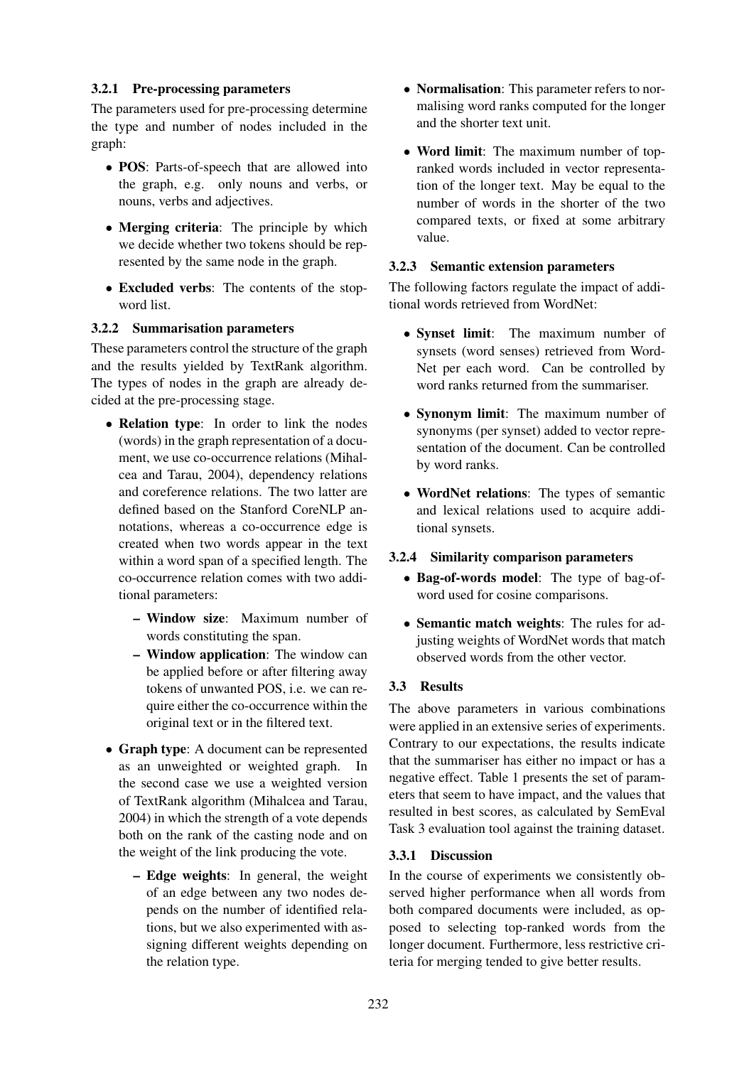#### 3.2.1 Pre-processing parameters

The parameters used for pre-processing determine the type and number of nodes included in the graph:

- **POS**: Parts-of-speech that are allowed into the graph, e.g. only nouns and verbs, or nouns, verbs and adjectives.
- **Merging criteria**: The principle by which we decide whether two tokens should be represented by the same node in the graph.
- **Excluded verbs**: The contents of the stopword list.

#### 3.2.2 Summarisation parameters

These parameters control the structure of the graph and the results yielded by TextRank algorithm. The types of nodes in the graph are already decided at the pre-processing stage.

- **Relation type**: In order to link the nodes (words) in the graph representation of a document, we use co-occurrence relations (Mihalcea and Tarau, 2004), dependency relations and coreference relations. The two latter are defined based on the Stanford CoreNLP annotations, whereas a co-occurrence edge is created when two words appear in the text within a word span of a specified length. The co-occurrence relation comes with two additional parameters:
  - **Window size**: Maximum number of words constituting the span.
  - **Window application**: The window can be applied before or after filtering away tokens of unwanted POS, i.e. we can require either the co-occurrence within the original text or in the filtered text.
- **Graph type**: A document can be represented as an unweighted or weighted graph. In the second case we use a weighted version of TextRank algorithm (Mihalcea and Tarau, 2004) in which the strength of a vote depends both on the rank of the casting node and on the weight of the link producing the vote.
  - **Edge weights**: In general, the weight of an edge between any two nodes depends on the number of identified relations, but we also experimented with assigning different weights depending on the relation type.
- **Normalisation**: This parameter refers to normalising word ranks computed for the longer and the shorter text unit.
- **Word limit**: The maximum number of top-ranked words included in vector representation of the longer text. May be equal to the number of words in the shorter of the two compared texts, or fixed at some arbitrary value.

#### 3.2.3 Semantic extension parameters

The following factors regulate the impact of additional words retrieved from WordNet:

- **Synset limit**: The maximum number of synsets (word senses) retrieved from WordNet per each word. Can be controlled by word ranks returned from the summariser.
- **Synonym limit**: The maximum number of synonyms (per synset) added to vector representation of the document. Can be controlled by word ranks.
- **WordNet relations**: The types of semantic and lexical relations used to acquire additional synsets.

#### 3.2.4 Similarity comparison parameters

- **Bag-of-words model**: The type of bag-of-word used for cosine comparisons.
- **Semantic match weights**: The rules for adjusting weights of WordNet words that match observed words from the other vector.

### 3.3 Results

The above parameters in various combinations were applied in an extensive series of experiments. Contrary to our expectations, the results indicate that the summariser has either no impact or has a negative effect. Table 1 presents the set of parameters that seem to have impact, and the values that resulted in best scores, as calculated by SemEval Task 3 evaluation tool against the training dataset.

#### 3.3.1 Discussion

In the course of experiments we consistently observed higher performance when all words from both compared documents were included, as opposed to selecting top-ranked words from the longer document. Furthermore, less restrictive criteria for merging tended to give better results.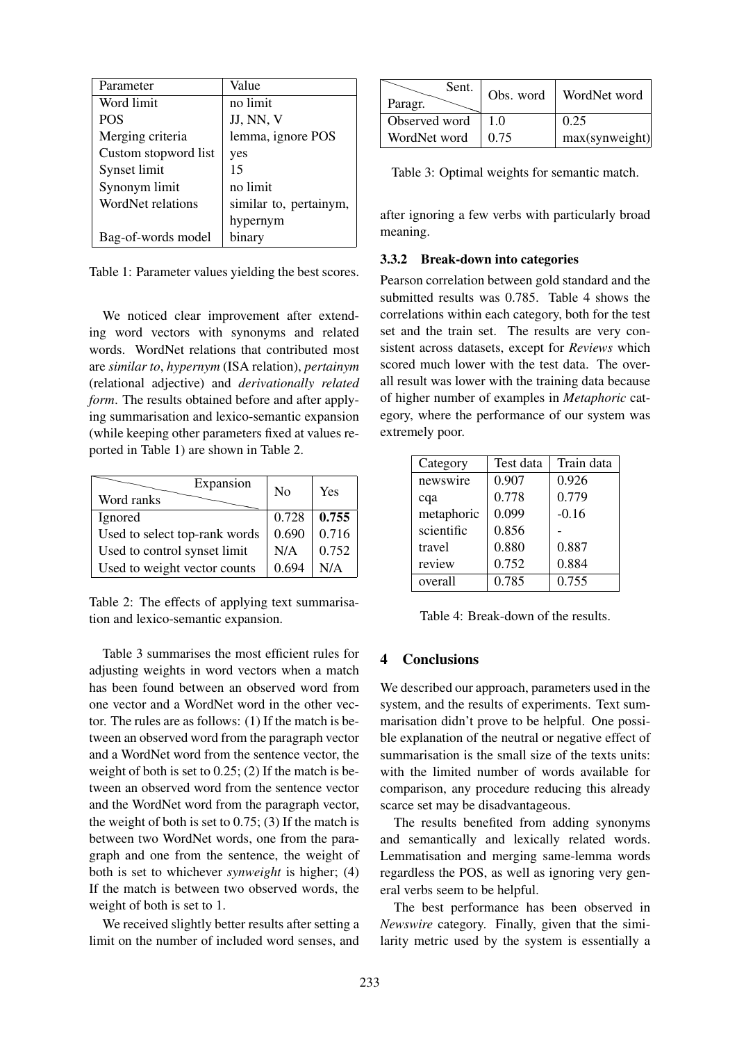| Parameter | Value |
|---|---|
| Word limit | no limit |
| POS | JJ, NN, V |
| Merging criteria | lemma, ignore POS |
| Custom stopword list | yes |
| Synset limit | 15 |
| Synonym limit | no limit |
| WordNet relations | similar to, pertainym, hypernym |
| Bag-of-words model | binary |

Table 1: Parameter values yielding the best scores.

We noticed clear improvement after extending word vectors with synonyms and related words. WordNet relations that contributed most are *similar to*, *hypernym* (ISA relation), *pertainym* (relational adjective) and *derivationally related form*. The results obtained before and after applying summarisation and lexico-semantic expansion (while keeping other parameters fixed at values reported in Table 1) are shown in Table 2.

| Word ranks \ Expansion | No | Yes |
|---|---|---|
| Ignored | 0.728 | **0.755** |
| Used to select top-rank words | 0.690 | 0.716 |
| Used to control synset limit | N/A | 0.752 |
| Used to weight vector counts | 0.694 | N/A |

Table 2: The effects of applying text summarisation and lexico-semantic expansion.

Table 3 summarises the most efficient rules for adjusting weights in word vectors when a match has been found between an observed word from one vector and a WordNet word in the other vector. The rules are as follows: (1) If the match is between an observed word from the paragraph vector and a WordNet word from the sentence vector, the weight of both is set to 0.25; (2) If the match is between an observed word from the sentence vector and the WordNet word from the paragraph vector, the weight of both is set to 0.75; (3) If the match is between two WordNet words, one from the paragraph and one from the sentence, the weight of both is set to whichever *synweight* is higher; (4) If the match is between two observed words, the weight of both is set to 1.

We received slightly better results after setting a limit on the number of included word senses, and after ignoring a few verbs with particularly broad meaning.

| Paragr. \ Sent. | Obs. word | WordNet word |
|---|---|---|
| Observed word | 1.0 | 0.25 |
| WordNet word | 0.75 | max(synweight) |

Table 3: Optimal weights for semantic match.

### 3.3.2 Break-down into categories

Pearson correlation between gold standard and the submitted results was 0.785. Table 4 shows the correlations within each category, both for the test set and the train set. The results are very consistent across datasets, except for *Reviews* which scored much lower with the test data. The overall result was lower with the training data because of higher number of examples in *Metaphoric* category, where the performance of our system was extremely poor.

| Category | Test data | Train data |
|---|---|---|
| newswire | 0.907 | 0.926 |
| cqa | 0.778 | 0.779 |
| metaphoric | 0.099 | -0.16 |
| scientific | 0.856 | - |
| travel | 0.880 | 0.887 |
| review | 0.752 | 0.884 |
| overall | 0.785 | 0.755 |

Table 4: Break-down of the results.

## 4 Conclusions

We described our approach, parameters used in the system, and the results of experiments. Text summarisation didn't prove to be helpful. One possible explanation of the neutral or negative effect of summarisation is the small size of the texts units: with the limited number of words available for comparison, any procedure reducing this already scarce set may be disadvantageous.

The results benefited from adding synonyms and semantically and lexically related words. Lemmatisation and merging same-lemma words regardless the POS, as well as ignoring very general verbs seem to be helpful.

The best performance has been observed in *Newswire* category. Finally, given that the similarity metric used by the system is essentially a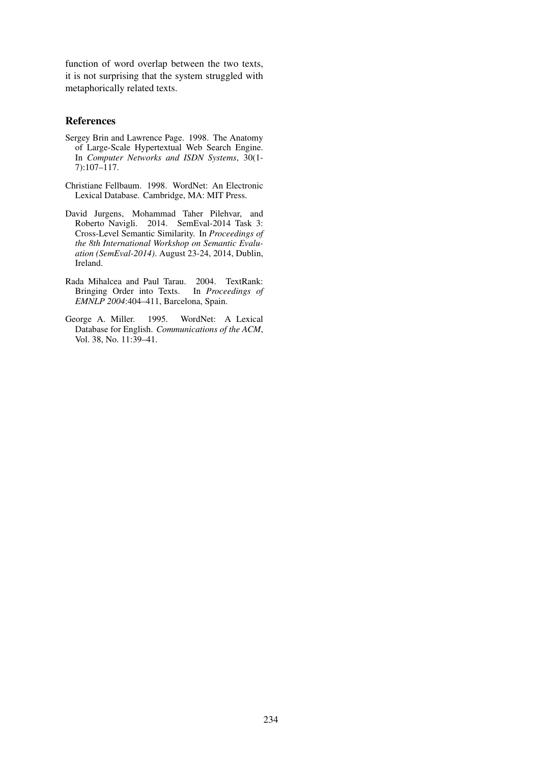function of word overlap between the two texts, it is not surprising that the system struggled with metaphorically related texts.

## References

Sergey Brin and Lawrence Page. 1998. The Anatomy of Large-Scale Hypertextual Web Search Engine. In *Computer Networks and ISDN Systems*, 30(1-7):107–117.

Christiane Fellbaum. 1998. WordNet: An Electronic Lexical Database. Cambridge, MA: MIT Press.

David Jurgens, Mohammad Taher Pilehvar, and Roberto Navigli. 2014. SemEval-2014 Task 3: Cross-Level Semantic Similarity. In *Proceedings of the 8th International Workshop on Semantic Evaluation (SemEval-2014)*. August 23-24, 2014, Dublin, Ireland.

Rada Mihalcea and Paul Tarau. 2004. TextRank: Bringing Order into Texts. In *Proceedings of EMNLP 2004*:404–411, Barcelona, Spain.

George A. Miller. 1995. WordNet: A Lexical Database for English. *Communications of the ACM*, Vol. 38, No. 11:39–41.